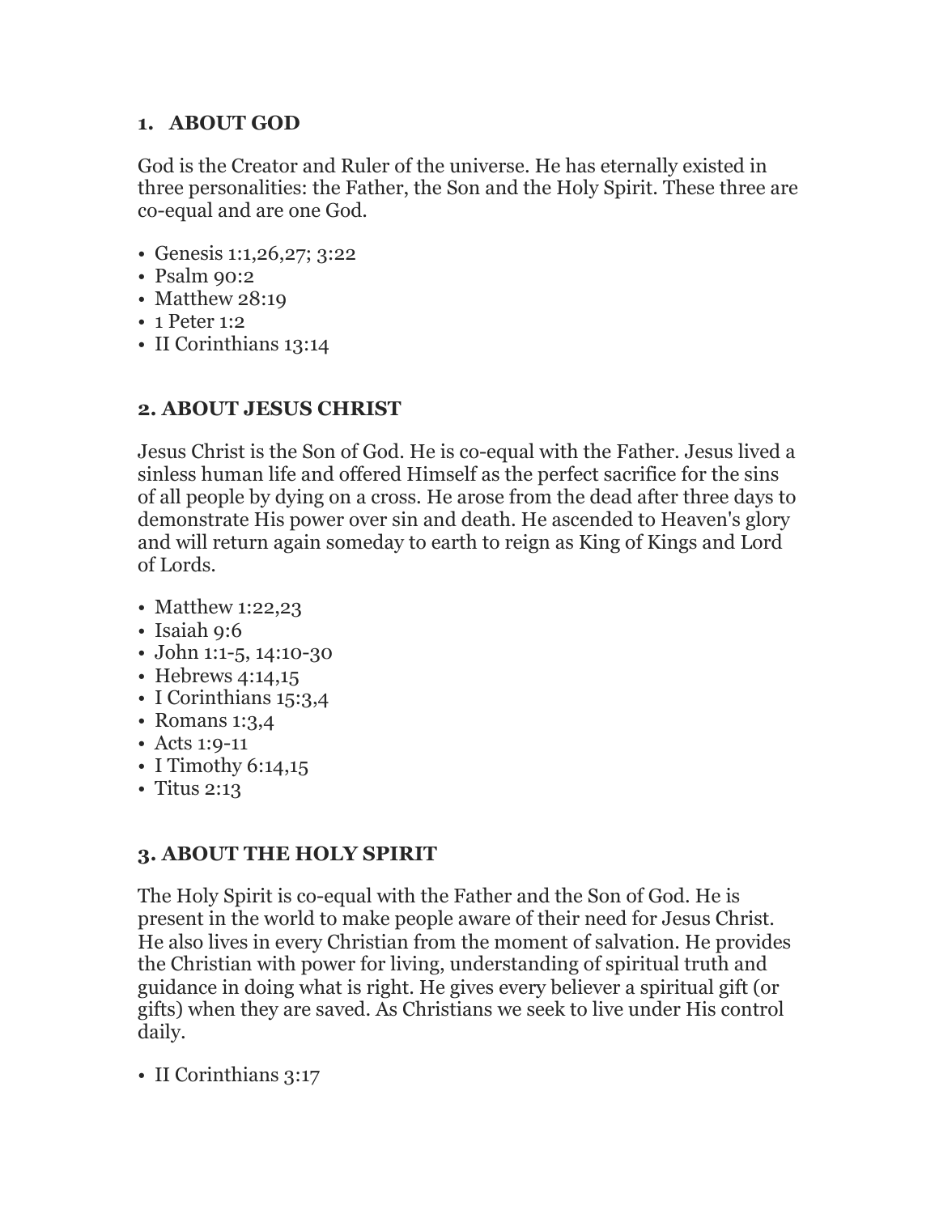## 1. ABOUT GOD

God is the Creator and Ruler of the universe. He has eternally existed in three personalities: the Father, the Son and the Holy Spirit. These three are co-equal and are one God.

- Genesis 1:1,26,27; 3:22
- Psalm 90:2
- Matthew 28:19
- 1 Peter 1:2
- II Corinthians 13:14

## 2. ABOUT JESUS CHRIST

Jesus Christ is the Son of God. He is co-equal with the Father. Jesus lived a sinless human life and offered Himself as the perfect sacrifice for the sins of all people by dying on a cross. He arose from the dead after three days to demonstrate His power over sin and death. He ascended to Heaven's glory and will return again someday to earth to reign as King of Kings and Lord of Lords.

- Matthew 1:22,23
- Isaiah 9:6
- John 1:1-5, 14:10-30
- Hebrews 4:14,15
- I Corinthians 15:3,4
- Romans 1:3,4
- Acts 1:9-11
- I Timothy 6:14,15
- Titus 2:13

## 3. ABOUT THE HOLY SPIRIT

The Holy Spirit is co-equal with the Father and the Son of God. He is present in the world to make people aware of their need for Jesus Christ. He also lives in every Christian from the moment of salvation. He provides the Christian with power for living, understanding of spiritual truth and guidance in doing what is right. He gives every believer a spiritual gift (or gifts) when they are saved. As Christians we seek to live under His control daily.

- II Corinthians 3:17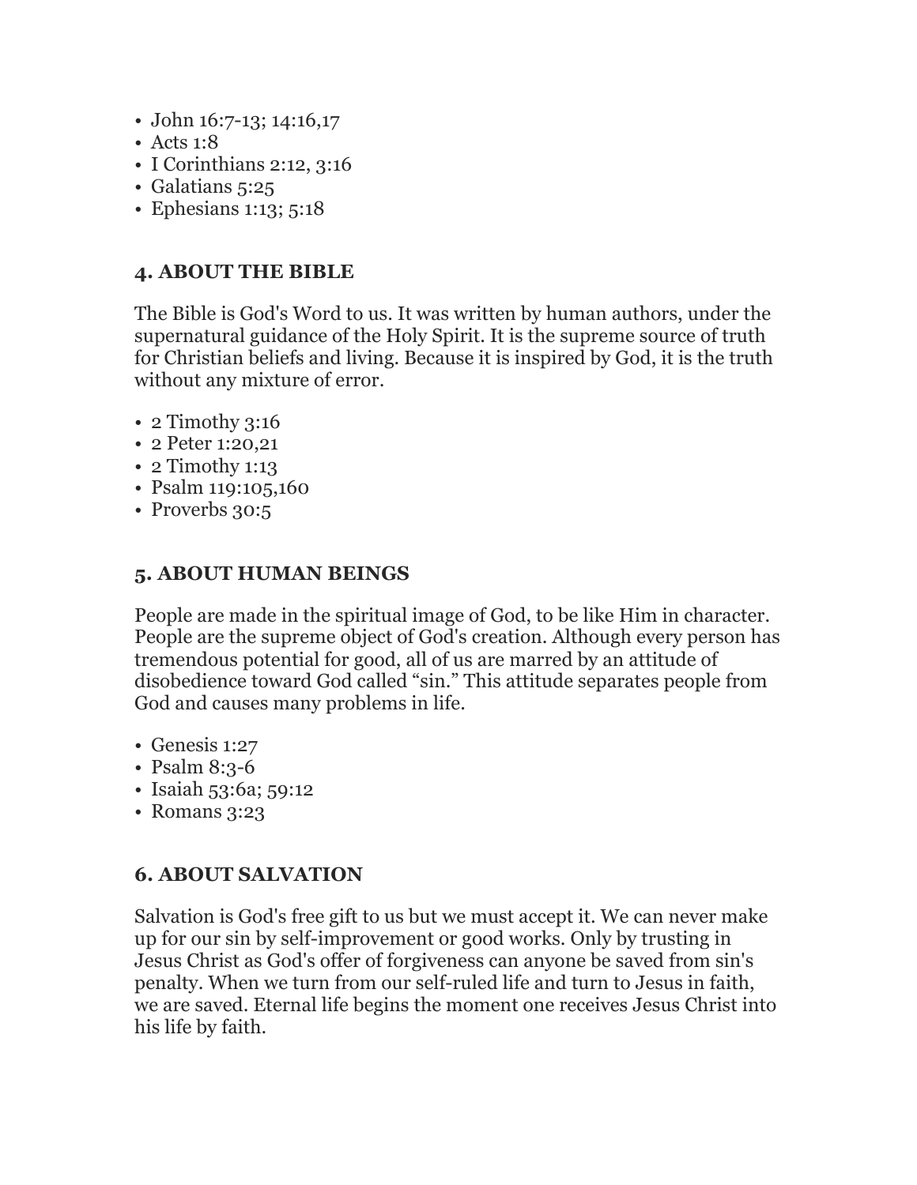- John 16:7-13; 14:16,17
- Acts 1:8
- I Corinthians 2:12, 3:16
- Galatians 5:25
- Ephesians 1:13; 5:18

### 4. ABOUT THE BIBLE

The Bible is God's Word to us. It was written by human authors, under the supernatural guidance of the Holy Spirit. It is the supreme source of truth for Christian beliefs and living. Because it is inspired by God, it is the truth without any mixture of error.

- 2 Timothy 3:16
- 2 Peter 1:20,21
- 2 Timothy 1:13
- Psalm 119:105,160
- Proverbs 30:5

### 5. ABOUT HUMAN BEINGS

People are made in the spiritual image of God, to be like Him in character. People are the supreme object of God's creation. Although every person has tremendous potential for good, all of us are marred by an attitude of disobedience toward God called "sin." This attitude separates people from God and causes many problems in life.

- Genesis 1:27
- Psalm 8:3-6
- Isaiah 53:6a; 59:12
- Romans 3:23

### 6. ABOUT SALVATION

Salvation is God's free gift to us but we must accept it. We can never make up for our sin by self-improvement or good works. Only by trusting in Jesus Christ as God's offer of forgiveness can anyone be saved from sin's penalty. When we turn from our self-ruled life and turn to Jesus in faith, we are saved. Eternal life begins the moment one receives Jesus Christ into his life by faith.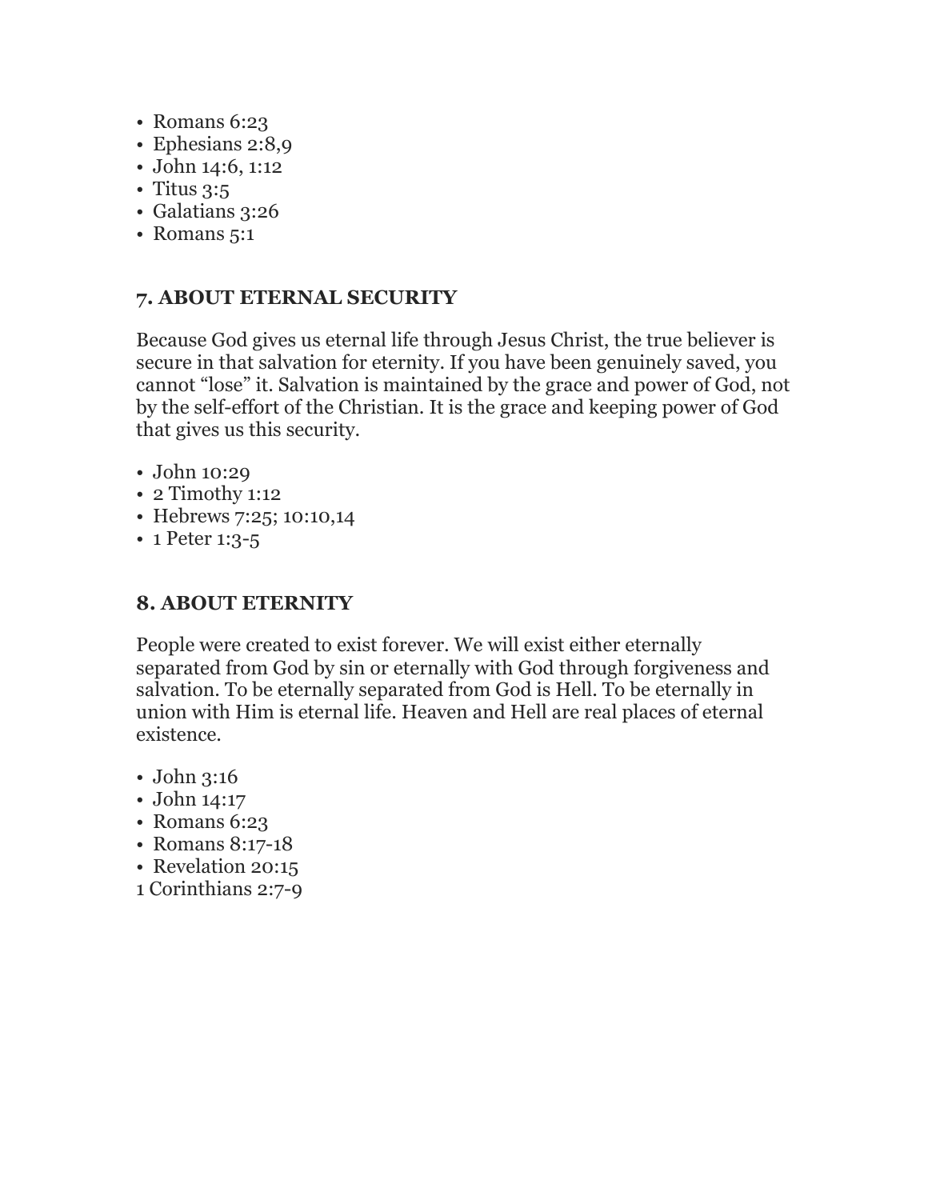- Romans 6:23
- Ephesians 2:8,9
- John 14:6, 1:12
- Titus 3:5
- Galatians 3:26
- Romans 5:1

## 7. ABOUT ETERNAL SECURITY

Because God gives us eternal life through Jesus Christ, the true believer is secure in that salvation for eternity. If you have been genuinely saved, you cannot “lose” it. Salvation is maintained by the grace and power of God, not by the self-effort of the Christian. It is the grace and keeping power of God that gives us this security.

- John 10:29
- 2 Timothy 1:12
- Hebrews 7:25; 10:10,14
- 1 Peter 1:3-5

## 8. ABOUT ETERNITY

People were created to exist forever. We will exist either eternally separated from God by sin or eternally with God through forgiveness and salvation. To be eternally separated from God is Hell. To be eternally in union with Him is eternal life. Heaven and Hell are real places of eternal existence.

- John 3:16
- John 14:17
- Romans 6:23
- Romans 8:17-18
- Revelation 20:15

1 Corinthians 2:7-9